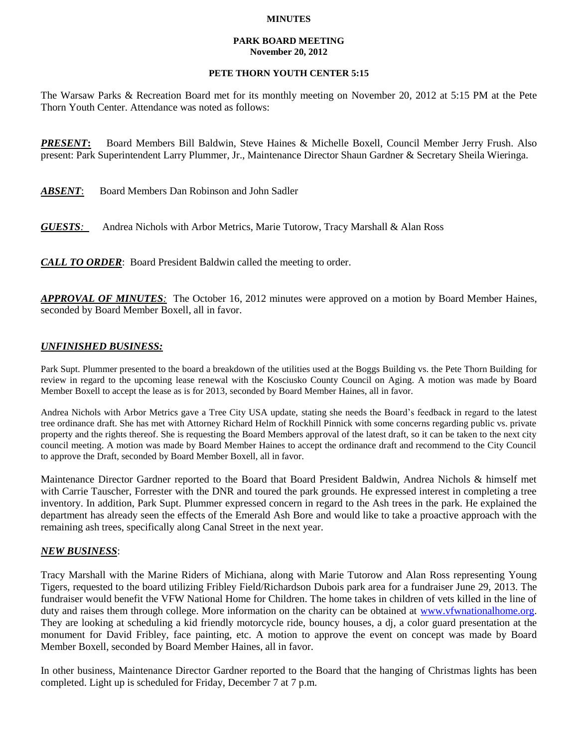**MINUTES**

**PARK BOARD MEETING**
**November 20, 2012**

**PETE THORN YOUTH CENTER 5:15**

The Warsaw Parks & Recreation Board met for its monthly meeting on November 20, 2012 at 5:15 PM at the Pete Thorn Youth Center. Attendance was noted as follows:

***PRESENT*:** Board Members Bill Baldwin, Steve Haines & Michelle Boxell, Council Member Jerry Frush. Also present: Park Superintendent Larry Plummer, Jr., Maintenance Director Shaun Gardner & Secretary Sheila Wieringa.

***ABSENT***: Board Members Dan Robinson and John Sadler

***GUESTS:*** Andrea Nichols with Arbor Metrics, Marie Tutorow, Tracy Marshall & Alan Ross

***CALL TO ORDER***: Board President Baldwin called the meeting to order.

***APPROVAL OF MINUTES:*** The October 16, 2012 minutes were approved on a motion by Board Member Haines, seconded by Board Member Boxell, all in favor.

***UNFINISHED BUSINESS:***

Park Supt. Plummer presented to the board a breakdown of the utilities used at the Boggs Building vs. the Pete Thorn Building for review in regard to the upcoming lease renewal with the Kosciusko County Council on Aging. A motion was made by Board Member Boxell to accept the lease as is for 2013, seconded by Board Member Haines, all in favor.

Andrea Nichols with Arbor Metrics gave a Tree City USA update, stating she needs the Board's feedback in regard to the latest tree ordinance draft. She has met with Attorney Richard Helm of Rockhill Pinnick with some concerns regarding public vs. private property and the rights thereof. She is requesting the Board Members approval of the latest draft, so it can be taken to the next city council meeting. A motion was made by Board Member Haines to accept the ordinance draft and recommend to the City Council to approve the Draft, seconded by Board Member Boxell, all in favor.

Maintenance Director Gardner reported to the Board that Board President Baldwin, Andrea Nichols & himself met with Carrie Tauscher, Forrester with the DNR and toured the park grounds. He expressed interest in completing a tree inventory. In addition, Park Supt. Plummer expressed concern in regard to the Ash trees in the park. He explained the department has already seen the effects of the Emerald Ash Bore and would like to take a proactive approach with the remaining ash trees, specifically along Canal Street in the next year.

***NEW BUSINESS***:

Tracy Marshall with the Marine Riders of Michiana, along with Marie Tutorow and Alan Ross representing Young Tigers, requested to the board utilizing Fribley Field/Richardson Dubois park area for a fundraiser June 29, 2013. The fundraiser would benefit the VFW National Home for Children. The home takes in children of vets killed in the line of duty and raises them through college. More information on the charity can be obtained at www.vfwnationalhome.org. They are looking at scheduling a kid friendly motorcycle ride, bouncy houses, a dj, a color guard presentation at the monument for David Fribley, face painting, etc. A motion to approve the event on concept was made by Board Member Boxell, seconded by Board Member Haines, all in favor.

In other business, Maintenance Director Gardner reported to the Board that the hanging of Christmas lights has been completed. Light up is scheduled for Friday, December 7 at 7 p.m.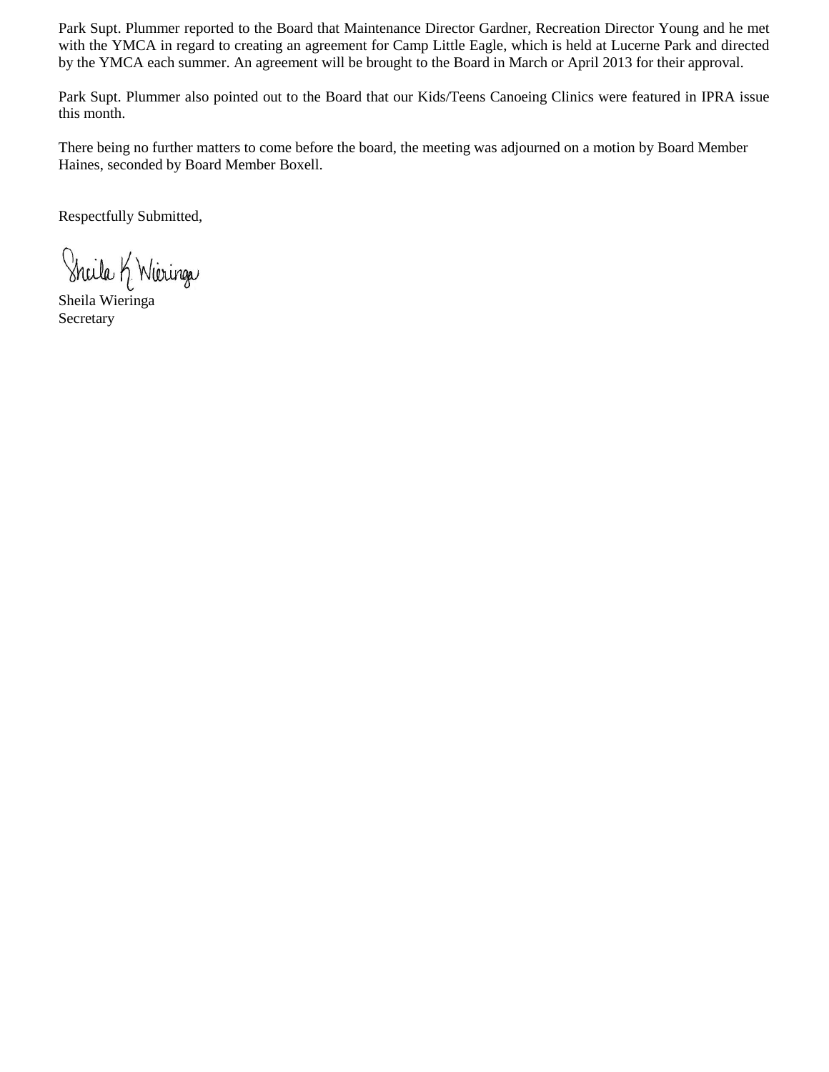Park Supt. Plummer reported to the Board that Maintenance Director Gardner, Recreation Director Young and he met with the YMCA in regard to creating an agreement for Camp Little Eagle, which is held at Lucerne Park and directed by the YMCA each summer. An agreement will be brought to the Board in March or April 2013 for their approval.

Park Supt. Plummer also pointed out to the Board that our Kids/Teens Canoeing Clinics were featured in IPRA issue this month.

There being no further matters to come before the board, the meeting was adjourned on a motion by Board Member Haines, seconded by Board Member Boxell.

Respectfully Submitted,

Sheila K. Wieringa

Sheila Wieringa
Secretary